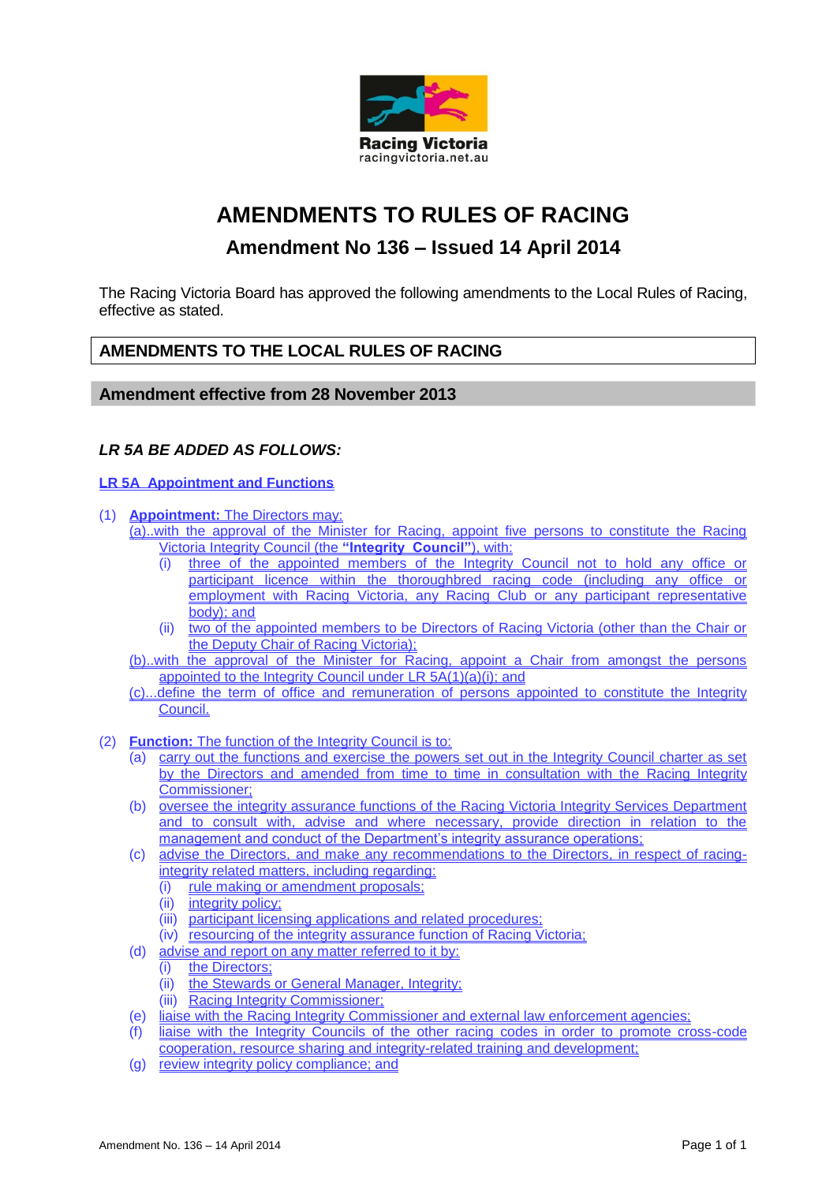Racing Victoria
racingvictoria.net.au

# AMENDMENTS TO RULES OF RACING

## Amendment No 136 – Issued 14 April 2014

The Racing Victoria Board has approved the following amendments to the Local Rules of Racing, effective as stated.

## AMENDMENTS TO THE LOCAL RULES OF RACING

### Amendment effective from 28 November 2013

***LR 5A BE ADDED AS FOLLOWS:***

**LR 5A Appointment and Functions**

(1) **Appointment:** The Directors may:

(a) with the approval of the Minister for Racing, appoint five persons to constitute the Racing Victoria Integrity Council (the **"Integrity Council"**), with:

(i) three of the appointed members of the Integrity Council not to hold any office or participant licence within the thoroughbred racing code (including any office or employment with Racing Victoria, any Racing Club or any participant representative body); and

(ii) two of the appointed members to be Directors of Racing Victoria (other than the Chair or the Deputy Chair of Racing Victoria);

(b) with the approval of the Minister for Racing, appoint a Chair from amongst the persons appointed to the Integrity Council under LR 5A(1)(a)(i); and

(c) define the term of office and remuneration of persons appointed to constitute the Integrity Council.

(2) **Function:** The function of the Integrity Council is to:

(a) carry out the functions and exercise the powers set out in the Integrity Council charter as set by the Directors and amended from time to time in consultation with the Racing Integrity Commissioner;

(b) oversee the integrity assurance functions of the Racing Victoria Integrity Services Department and to consult with, advise and where necessary, provide direction in relation to the management and conduct of the Department's integrity assurance operations;

(c) advise the Directors, and make any recommendations to the Directors, in respect of racing-integrity related matters, including regarding:

(i) rule making or amendment proposals;

(ii) integrity policy;

(iii) participant licensing applications and related procedures;

(iv) resourcing of the integrity assurance function of Racing Victoria;

(d) advise and report on any matter referred to it by:

(i) the Directors;

(ii) the Stewards or General Manager, Integrity;

(iii) Racing Integrity Commissioner;

(e) liaise with the Racing Integrity Commissioner and external law enforcement agencies;

(f) liaise with the Integrity Councils of the other racing codes in order to promote cross-code cooperation, resource sharing and integrity-related training and development;

(g) review integrity policy compliance; and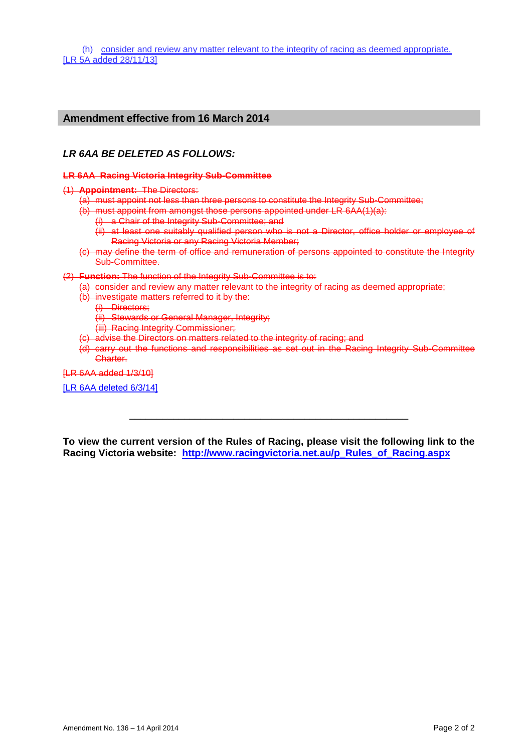(h) consider and review any matter relevant to the integrity of racing as deemed appropriate.
[LR 5A added 28/11/13]

## Amendment effective from 16 March 2014

### *LR 6AA BE DELETED AS FOLLOWS:*

~~**LR 6AA Racing Victoria Integrity Sub-Committee**~~

~~(1) **Appointment:** The Directors:~~

- ~~(a) must appoint not less than three persons to constitute the Integrity Sub-Committee;~~
- ~~(b) must appoint from amongst those persons appointed under LR 6AA(1)(a):~~
  - ~~(i) a Chair of the Integrity Sub-Committee; and~~
  - ~~(ii) at least one suitably qualified person who is not a Director, office holder or employee of Racing Victoria or any Racing Victoria Member;~~
- ~~(c) may define the term of office and remuneration of persons appointed to constitute the Integrity Sub-Committee.~~

~~(2) **Function:** The function of the Integrity Sub-Committee is to:~~

- ~~(a) consider and review any matter relevant to the integrity of racing as deemed appropriate;~~
- ~~(b) investigate matters referred to it by the:~~
  - ~~(i) Directors;~~
  - ~~(ii) Stewards or General Manager, Integrity;~~
  - ~~(iii) Racing Integrity Commissioner;~~
- ~~(c) advise the Directors on matters related to the integrity of racing; and~~
- ~~(d) carry out the functions and responsibilities as set out in the Racing Integrity Sub-Committee Charter.~~

~~[LR 6AA added 1/3/10]~~

[LR 6AA deleted 6/3/14]

---

**To view the current version of the Rules of Racing, please visit the following link to the Racing Victoria website: http://www.racingvictoria.net.au/p_Rules_of_Racing.aspx**